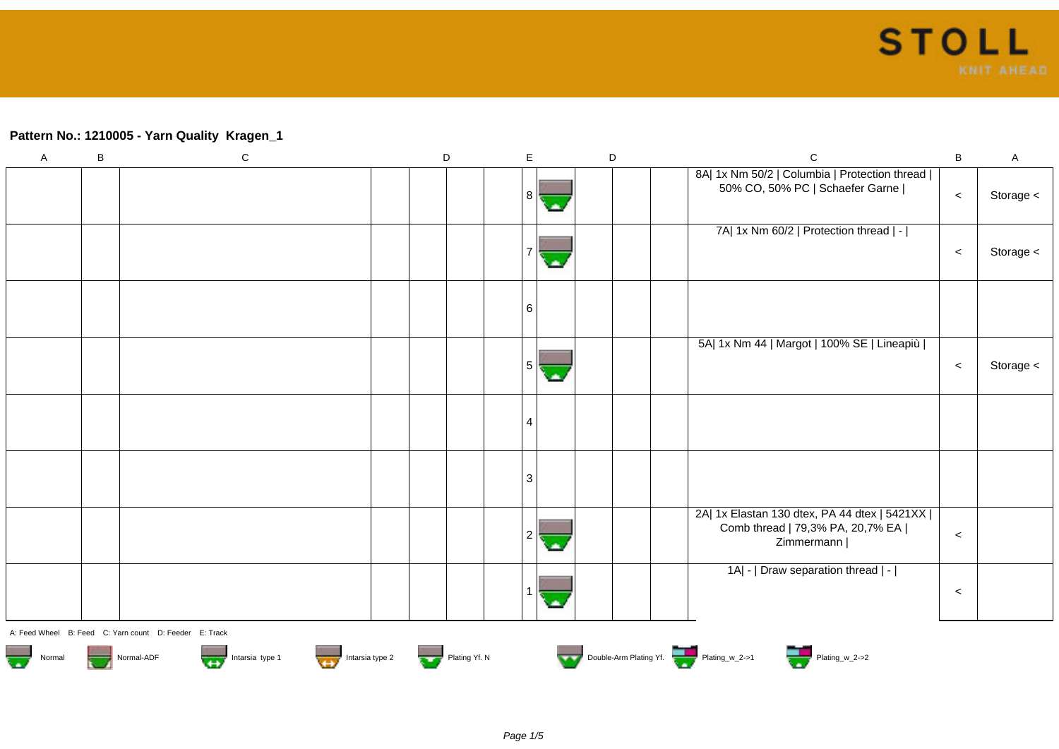**Pattern No.: 1210005 - Yarn Quality Kragen_1**

| A | B | C | D | | | E | | D | | | C | B | A |
|---|---|---|---|---|---|---|---|---|---|---|---|---|---|
| | | | | | | 8 | | | | | 8A\| 1x Nm 50/2 \| Columbia \| Protection thread \| 50% CO, 50% PC \| Schaefer Garne \| | < | Storage < |
| | | | | | | 7 | | | | | 7A\| 1x Nm 60/2 \| Protection thread \| - \| | < | Storage < |
| | | | | | | 6 | | | | | | | |
| | | | | | | 5 | | | | | 5A\| 1x Nm 44 \| Margot \| 100% SE \| Lineapiù \| | < | Storage < |
| | | | | | | 4 | | | | | | | |
| | | | | | | 3 | | | | | | | |
| | | | | | | 2 | | | | | 2A\| 1x Elastan 130 dtex, PA 44 dtex \| 5421XX \| Comb thread \| 79,3% PA, 20,7% EA \| Zimmermann \| | < | |
| | | | | | | 1 | | | | | 1A\| - \| Draw separation thread \| - \| | < | |

A: Feed Wheel B: Feed C: Yarn count D: Feeder E: Track

Normal Normal-ADF Intarsia type 1 Intarsia type 2 Plating Yf. N Double-Arm Plating Yf. Plating_w_2->1 Plating_w_2->2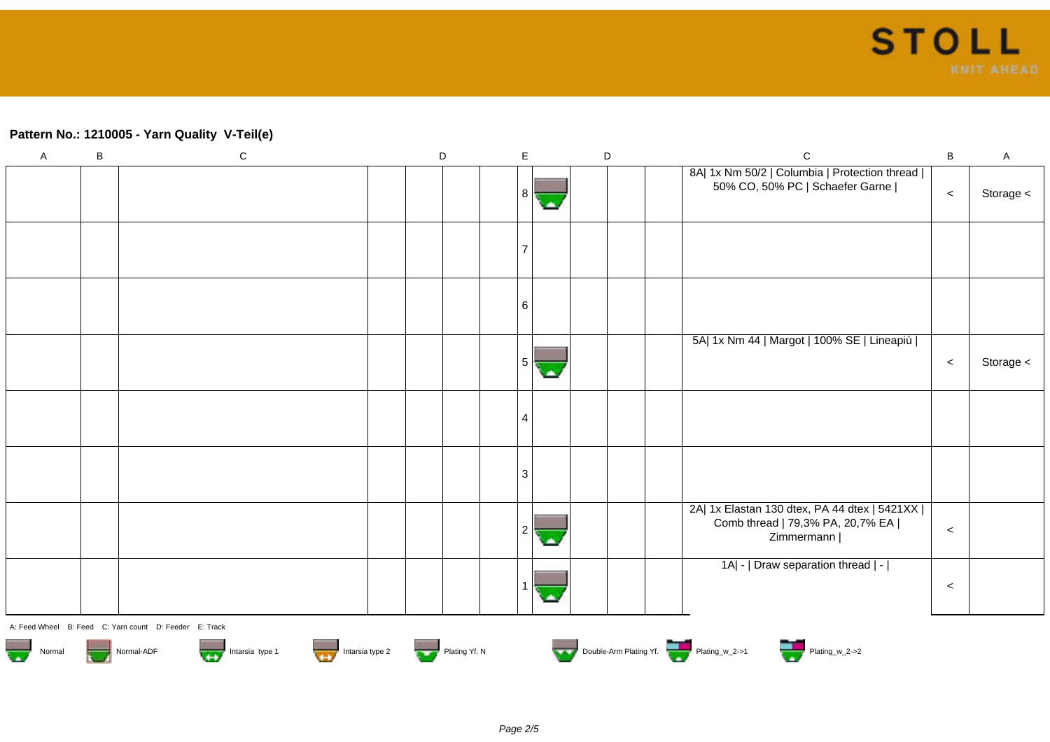**Pattern No.: 1210005 - Yarn Quality V-Teil(e)**

| A | B | C | D | | | | E | | D | | | C | B | A |
|---|---|---|---|---|---|---|---|---|---|---|---|---|---|---|
| | | | | | | | 8 | | | | | 8A\| 1x Nm 50/2 \| Columbia \| Protection thread \| 50% CO, 50% PC \| Schaefer Garne \| | < | Storage < |
| | | | | | | | 7 | | | | | | | |
| | | | | | | | 6 | | | | | | | |
| | | | | | | | 5 | | | | | 5A\| 1x Nm 44 \| Margot \| 100% SE \| Lineapiù \| | < | Storage < |
| | | | | | | | 4 | | | | | | | |
| | | | | | | | 3 | | | | | | | |
| | | | | | | | 2 | | | | | 2A\| 1x Elastan 130 dtex, PA 44 dtex \| 5421XX \| Comb thread \| 79,3% PA, 20,7% EA \| Zimmermann \| | < | |
| | | | | | | | 1 | | | | | 1A\| - \| Draw separation thread \| - \| | < | |

A: Feed Wheel B: Feed C: Yarn count D: Feeder E: Track

Normal | Normal-ADF | Intarsia type 1 | Intarsia type 2 | Plating Yf. N | Double-Arm Plating Yf. | Plating_w_2->1 | Plating_w_2->2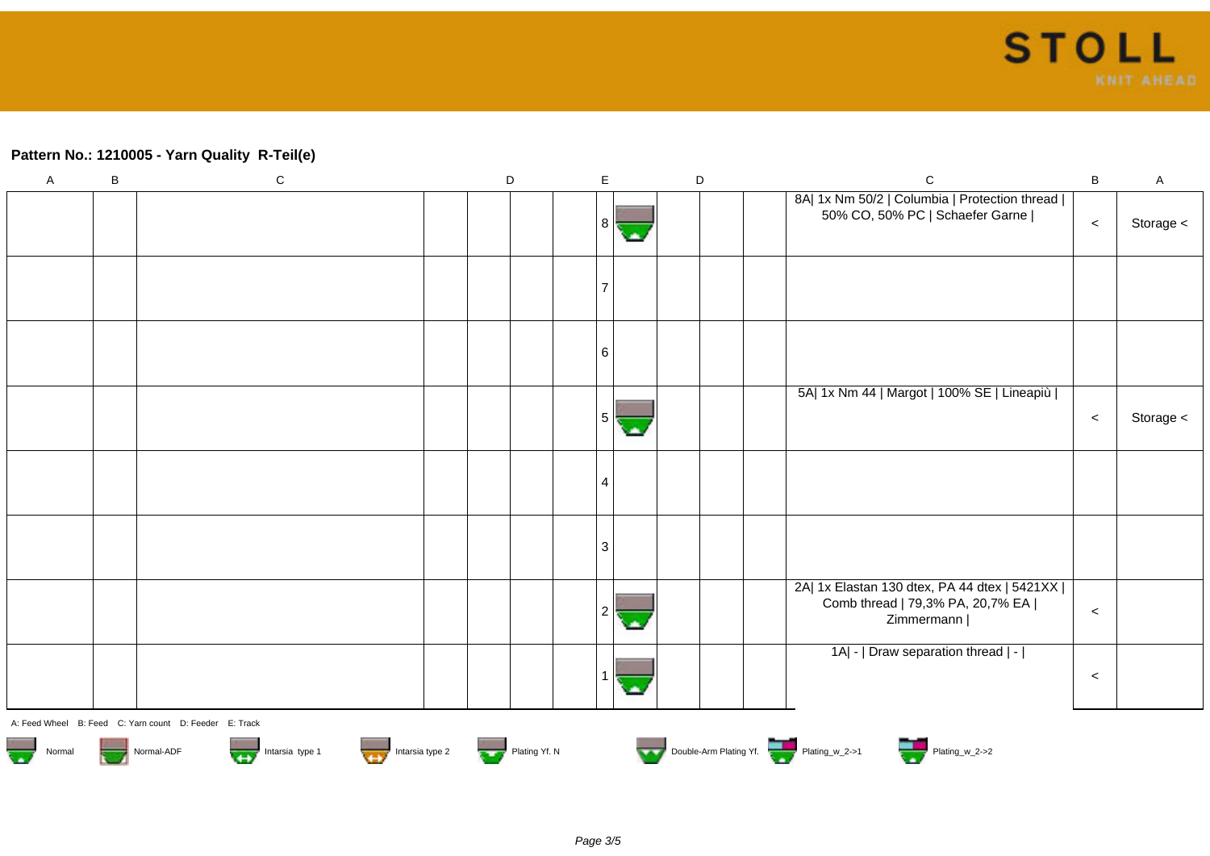**Pattern No.: 1210005 - Yarn Quality R-Teil(e)**

| A | B | C | D | | | E | | D | | | C | B | A |
|---|---|---|---|---|---|---|---|---|---|---|---|---|---|
| | | | | | | 8 | | | | | 8A\| 1x Nm 50/2 \| Columbia \| Protection thread \| 50% CO, 50% PC \| Schaefer Garne \| | < | Storage < |
| | | | | | | 7 | | | | | | | |
| | | | | | | 6 | | | | | | | |
| | | | | | | 5 | | | | | 5A\| 1x Nm 44 \| Margot \| 100% SE \| Lineapiù \| | < | Storage < |
| | | | | | | 4 | | | | | | | |
| | | | | | | 3 | | | | | | | |
| | | | | | | 2 | | | | | 2A\| 1x Elastan 130 dtex, PA 44 dtex \| 5421XX \| Comb thread \| 79,3% PA, 20,7% EA \| Zimmermann \| | < | |
| | | | | | | 1 | | | | | 1A\| - \| Draw separation thread \| - \| | < | |

A: Feed Wheel B: Feed C: Yarn count D: Feeder E: Track

Normal Normal-ADF Intarsia type 1 Intarsia type 2 Plating Yf. N Double-Arm Plating Yf. Plating_w_2->1 Plating_w_2->2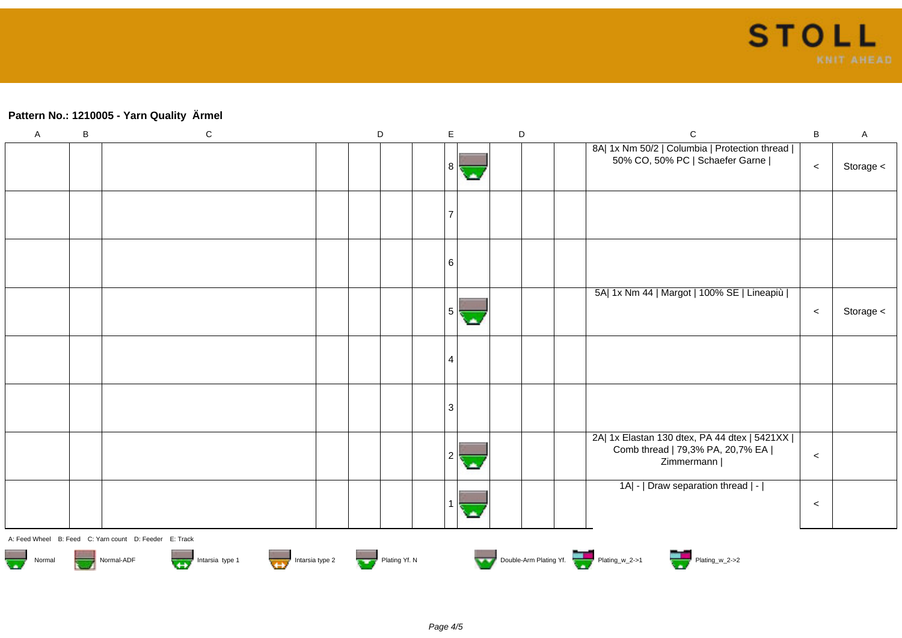**Pattern No.: 1210005 - Yarn Quality Ärmel**

| A | B | C | D | D | D | E | E | D | D | D | C | B | A |
|---|---|---|---|---|---|---|---|---|---|---|---|---|---|
| | | | | | | 8 | | | | | 8A\| 1x Nm 50/2 \| Columbia \| Protection thread \| 50% CO, 50% PC \| Schaefer Garne \| | < | Storage < |
| | | | | | | 7 | | | | | | | |
| | | | | | | 6 | | | | | | | |
| | | | | | | 5 | | | | | 5A\| 1x Nm 44 \| Margot \| 100% SE \| Lineapiù \| | < | Storage < |
| | | | | | | 4 | | | | | | | |
| | | | | | | 3 | | | | | | | |
| | | | | | | 2 | | | | | 2A\| 1x Elastan 130 dtex, PA 44 dtex \| 5421XX \| Comb thread \| 79,3% PA, 20,7% EA \| Zimmermann \| | < | |
| | | | | | | 1 | | | | | 1A\| - \| Draw separation thread \| - \| | < | |

A: Feed Wheel B: Feed C: Yarn count D: Feeder E: Track

Normal Normal-ADF Intarsia type 1 Intarsia type 2 Plating Yf. N Double-Arm Plating Yf. Plating_w_2->1 Plating_w_2->2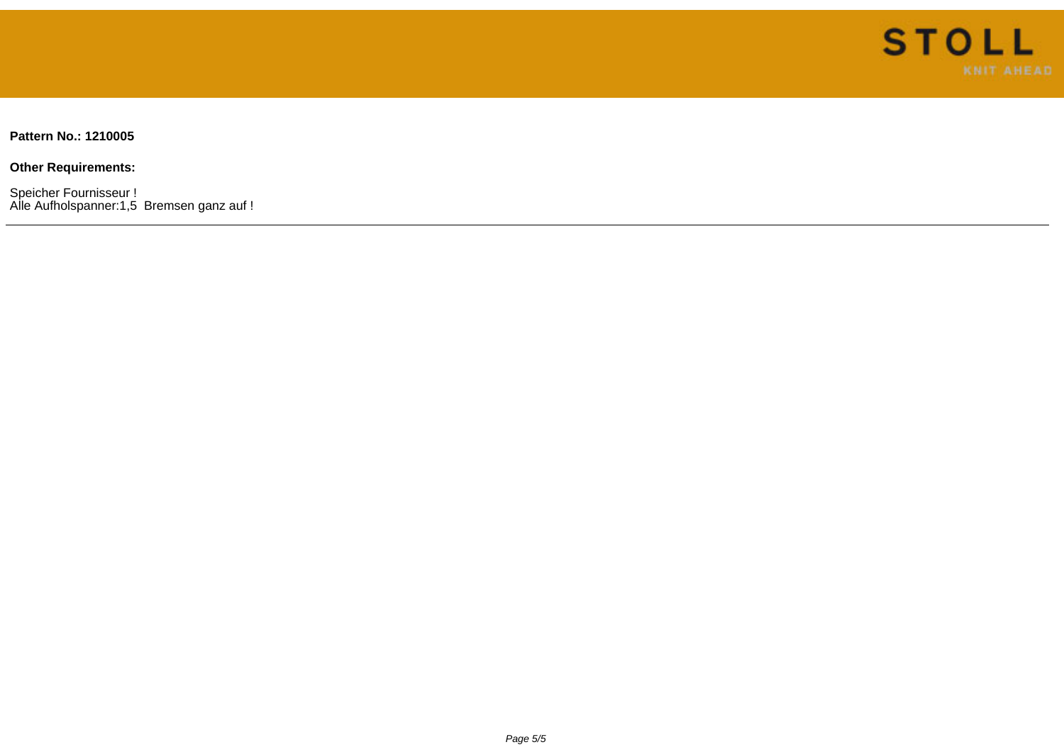**Pattern No.: 1210005**

**Other Requirements:**

Speicher Fournisseur !
Alle Aufholspanner:1,5  Bremsen ganz auf !

---